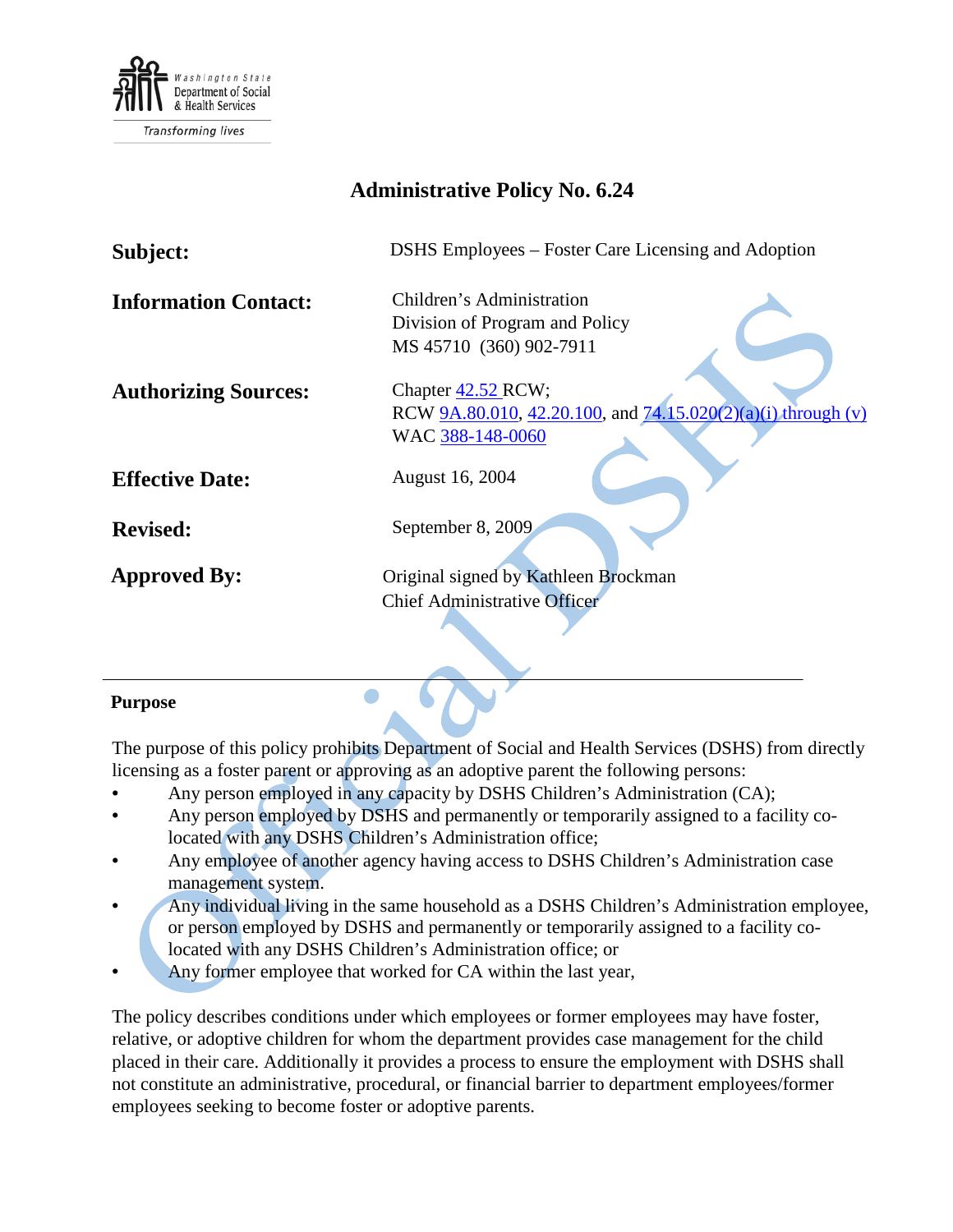Washington State Department of Social & Health Services

Transforming lives

# Administrative Policy No. 6.24

| | |
|---|---|
| **Subject:** | DSHS Employees – Foster Care Licensing and Adoption |
| **Information Contact:** | Children's Administration<br>Division of Program and Policy<br>MS 45710 (360) 902-7911 |
| **Authorizing Sources:** | Chapter 42.52 RCW;<br>RCW 9A.80.010, 42.20.100, and 74.15.020(2)(a)(i) through (v)<br>WAC 388-148-0060 |
| **Effective Date:** | August 16, 2004 |
| **Revised:** | September 8, 2009 |
| **Approved By:** | Original signed by Kathleen Brockman<br>Chief Administrative Officer |

---

## Purpose

The purpose of this policy prohibits Department of Social and Health Services (DSHS) from directly licensing as a foster parent or approving as an adoptive parent the following persons:

- Any person employed in any capacity by DSHS Children's Administration (CA);
- Any person employed by DSHS and permanently or temporarily assigned to a facility co-located with any DSHS Children's Administration office;
- Any employee of another agency having access to DSHS Children's Administration case management system.
- Any individual living in the same household as a DSHS Children's Administration employee, or person employed by DSHS and permanently or temporarily assigned to a facility co-located with any DSHS Children's Administration office; or
- Any former employee that worked for CA within the last year,

The policy describes conditions under which employees or former employees may have foster, relative, or adoptive children for whom the department provides case management for the child placed in their care. Additionally it provides a process to ensure the employment with DSHS shall not constitute an administrative, procedural, or financial barrier to department employees/former employees seeking to become foster or adoptive parents.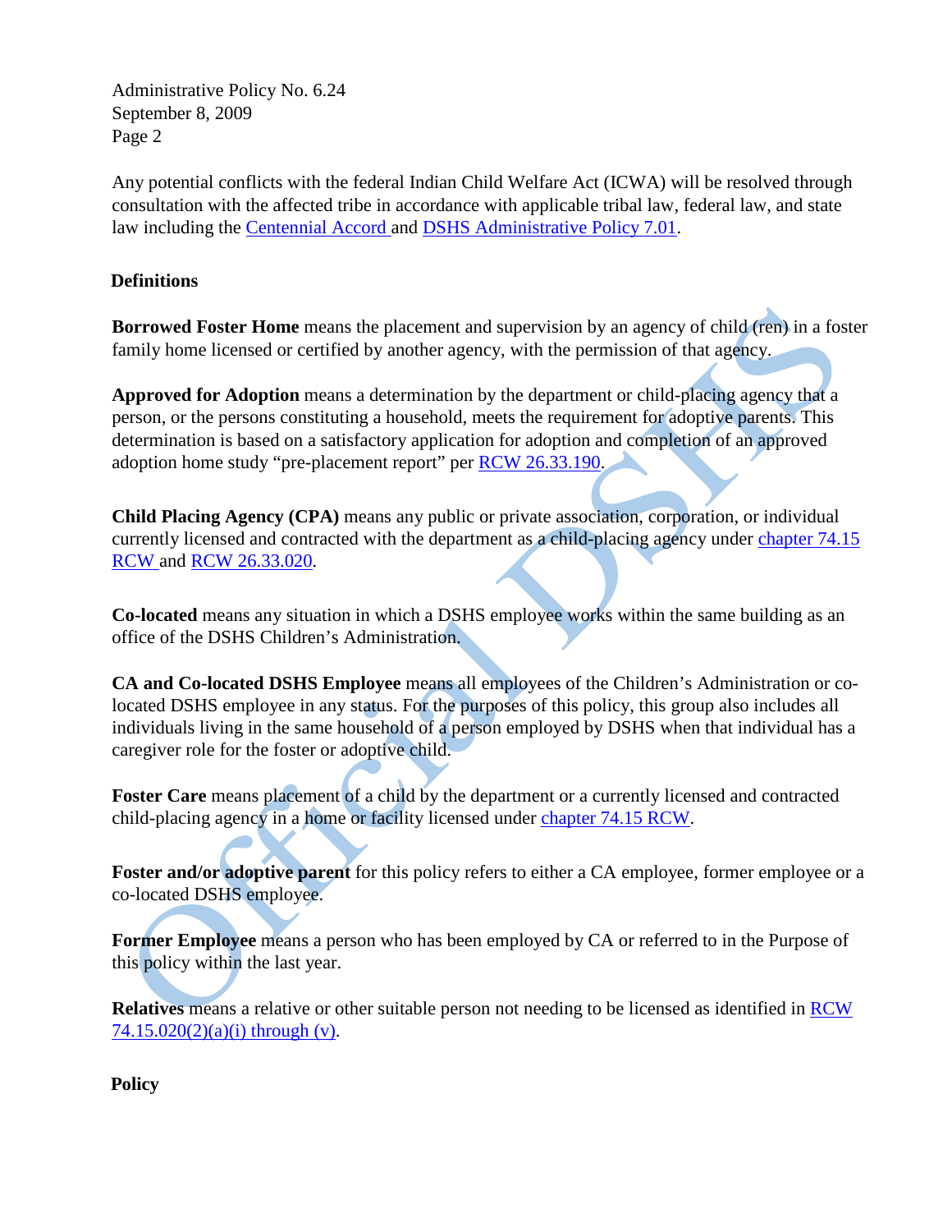Any potential conflicts with the federal Indian Child Welfare Act (ICWA) will be resolved through consultation with the affected tribe in accordance with applicable tribal law, federal law, and state law including the Centennial Accord and DSHS Administrative Policy 7.01.

## Definitions

**Borrowed Foster Home** means the placement and supervision by an agency of child (ren) in a foster family home licensed or certified by another agency, with the permission of that agency.

**Approved for Adoption** means a determination by the department or child-placing agency that a person, or the persons constituting a household, meets the requirement for adoptive parents. This determination is based on a satisfactory application for adoption and completion of an approved adoption home study "pre-placement report" per RCW 26.33.190.

**Child Placing Agency (CPA)** means any public or private association, corporation, or individual currently licensed and contracted with the department as a child-placing agency under chapter 74.15 RCW and RCW 26.33.020.

**Co-located** means any situation in which a DSHS employee works within the same building as an office of the DSHS Children's Administration.

**CA and Co-located DSHS Employee** means all employees of the Children's Administration or co-located DSHS employee in any status. For the purposes of this policy, this group also includes all individuals living in the same household of a person employed by DSHS when that individual has a caregiver role for the foster or adoptive child.

**Foster Care** means placement of a child by the department or a currently licensed and contracted child-placing agency in a home or facility licensed under chapter 74.15 RCW.

**Foster and/or adoptive parent** for this policy refers to either a CA employee, former employee or a co-located DSHS employee.

**Former Employee** means a person who has been employed by CA or referred to in the Purpose of this policy within the last year.

**Relatives** means a relative or other suitable person not needing to be licensed as identified in RCW 74.15.020(2)(a)(i) through (v).

## Policy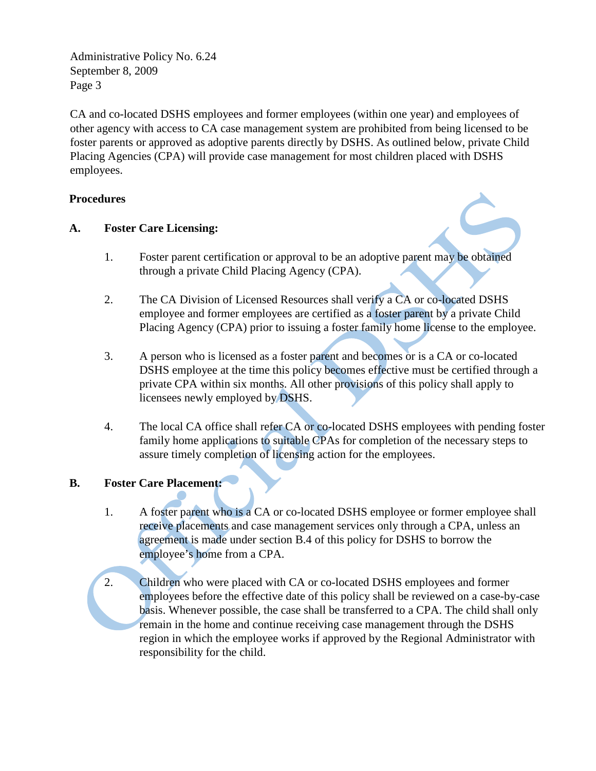CA and co-located DSHS employees and former employees (within one year) and employees of other agency with access to CA case management system are prohibited from being licensed to be foster parents or approved as adoptive parents directly by DSHS. As outlined below, private Child Placing Agencies (CPA) will provide case management for most children placed with DSHS employees.

**Procedures**

**A. Foster Care Licensing:**

1. Foster parent certification or approval to be an adoptive parent may be obtained through a private Child Placing Agency (CPA).

2. The CA Division of Licensed Resources shall verify a CA or co-located DSHS employee and former employees are certified as a foster parent by a private Child Placing Agency (CPA) prior to issuing a foster family home license to the employee.

3. A person who is licensed as a foster parent and becomes or is a CA or co-located DSHS employee at the time this policy becomes effective must be certified through a private CPA within six months. All other provisions of this policy shall apply to licensees newly employed by DSHS.

4. The local CA office shall refer CA or co-located DSHS employees with pending foster family home applications to suitable CPAs for completion of the necessary steps to assure timely completion of licensing action for the employees.

**B. Foster Care Placement:**

1. A foster parent who is a CA or co-located DSHS employee or former employee shall receive placements and case management services only through a CPA, unless an agreement is made under section B.4 of this policy for DSHS to borrow the employee's home from a CPA.

2. Children who were placed with CA or co-located DSHS employees and former employees before the effective date of this policy shall be reviewed on a case-by-case basis. Whenever possible, the case shall be transferred to a CPA. The child shall only remain in the home and continue receiving case management through the DSHS region in which the employee works if approved by the Regional Administrator with responsibility for the child.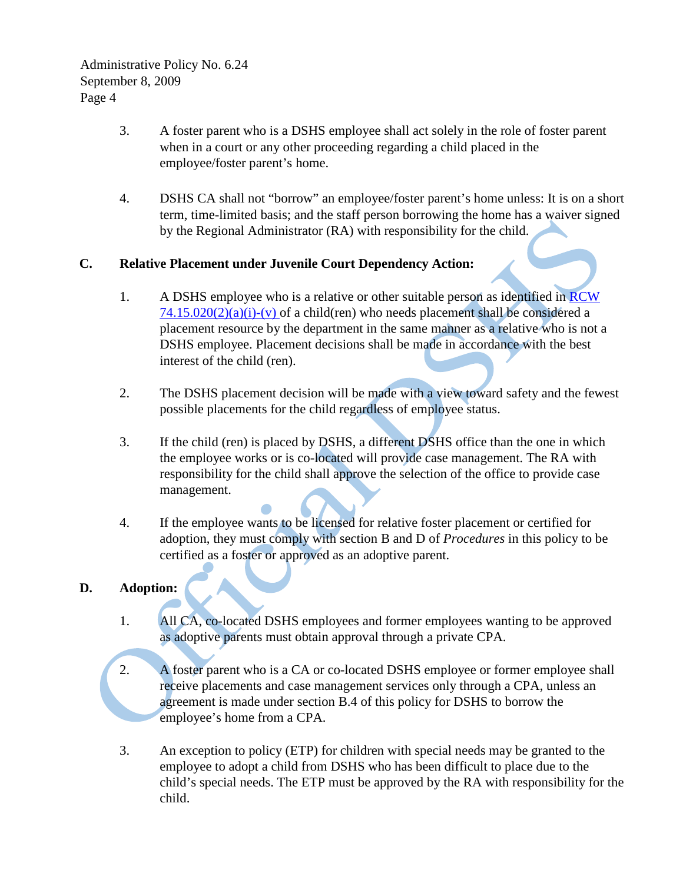3. A foster parent who is a DSHS employee shall act solely in the role of foster parent when in a court or any other proceeding regarding a child placed in the employee/foster parent's home.

4. DSHS CA shall not "borrow" an employee/foster parent's home unless: It is on a short term, time-limited basis; and the staff person borrowing the home has a waiver signed by the Regional Administrator (RA) with responsibility for the child.

**C. Relative Placement under Juvenile Court Dependency Action:**

1. A DSHS employee who is a relative or other suitable person as identified in [RCW 74.15.020(2)(a)(i)-(v)](RCW 74.15.020(2)(a)(i)-(v)) of a child(ren) who needs placement shall be considered a placement resource by the department in the same manner as a relative who is not a DSHS employee. Placement decisions shall be made in accordance with the best interest of the child (ren).

2. The DSHS placement decision will be made with a view toward safety and the fewest possible placements for the child regardless of employee status.

3. If the child (ren) is placed by DSHS, a different DSHS office than the one in which the employee works or is co-located will provide case management. The RA with responsibility for the child shall approve the selection of the office to provide case management.

4. If the employee wants to be licensed for relative foster placement or certified for adoption, they must comply with section B and D of *Procedures* in this policy to be certified as a foster or approved as an adoptive parent.

**D. Adoption:**

1. All CA, co-located DSHS employees and former employees wanting to be approved as adoptive parents must obtain approval through a private CPA.

2. A foster parent who is a CA or co-located DSHS employee or former employee shall receive placements and case management services only through a CPA, unless an agreement is made under section B.4 of this policy for DSHS to borrow the employee's home from a CPA.

3. An exception to policy (ETP) for children with special needs may be granted to the employee to adopt a child from DSHS who has been difficult to place due to the child's special needs. The ETP must be approved by the RA with responsibility for the child.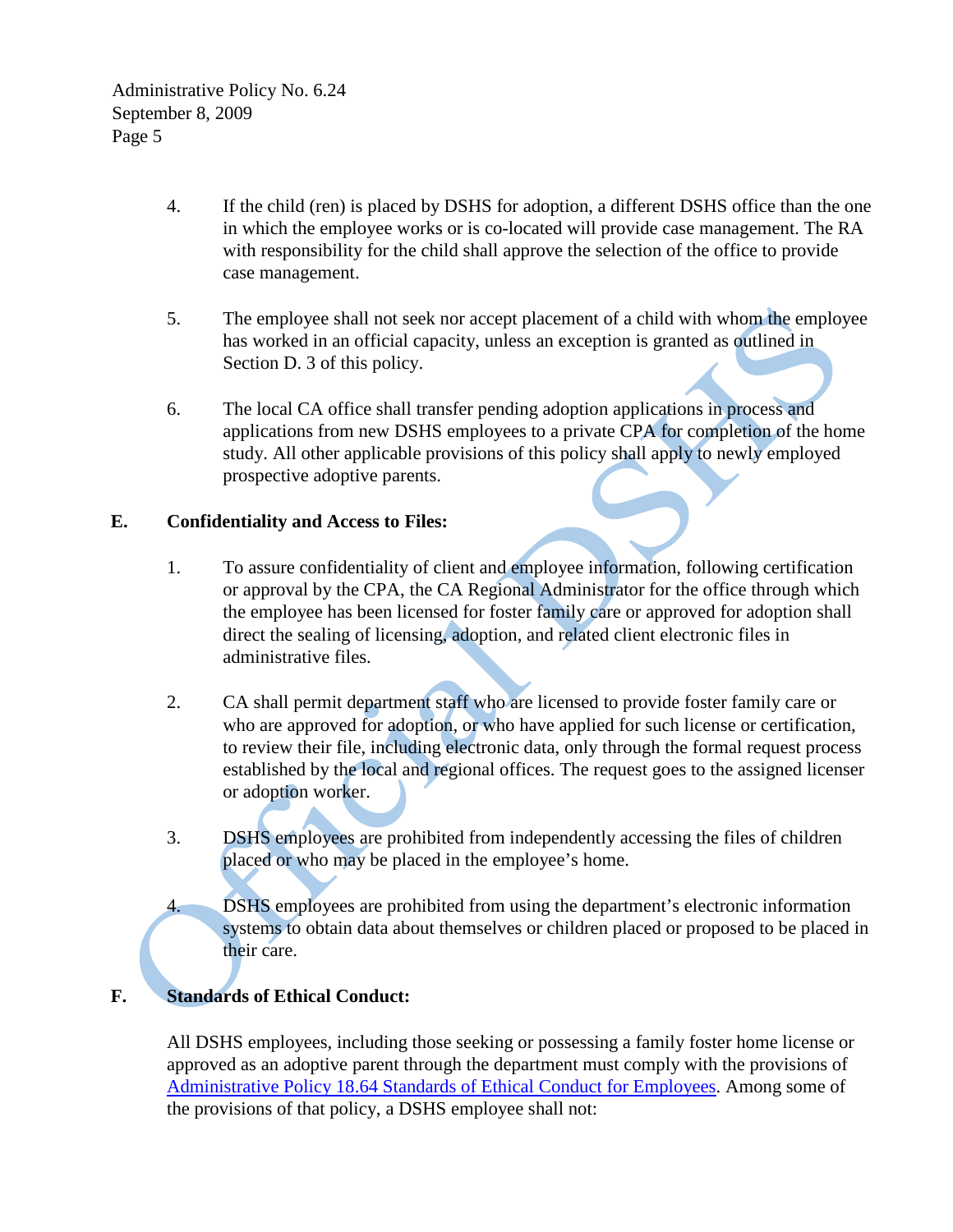4. If the child (ren) is placed by DSHS for adoption, a different DSHS office than the one in which the employee works or is co-located will provide case management. The RA with responsibility for the child shall approve the selection of the office to provide case management.

5. The employee shall not seek nor accept placement of a child with whom the employee has worked in an official capacity, unless an exception is granted as outlined in Section D. 3 of this policy.

6. The local CA office shall transfer pending adoption applications in process and applications from new DSHS employees to a private CPA for completion of the home study. All other applicable provisions of this policy shall apply to newly employed prospective adoptive parents.

**E. Confidentiality and Access to Files:**

1. To assure confidentiality of client and employee information, following certification or approval by the CPA, the CA Regional Administrator for the office through which the employee has been licensed for foster family care or approved for adoption shall direct the sealing of licensing, adoption, and related client electronic files in administrative files.

2. CA shall permit department staff who are licensed to provide foster family care or who are approved for adoption, or who have applied for such license or certification, to review their file, including electronic data, only through the formal request process established by the local and regional offices. The request goes to the assigned licenser or adoption worker.

3. DSHS employees are prohibited from independently accessing the files of children placed or who may be placed in the employee's home.

4. DSHS employees are prohibited from using the department's electronic information systems to obtain data about themselves or children placed or proposed to be placed in their care.

**F. Standards of Ethical Conduct:**

All DSHS employees, including those seeking or possessing a family foster home license or approved as an adoptive parent through the department must comply with the provisions of Administrative Policy 18.64 Standards of Ethical Conduct for Employees. Among some of the provisions of that policy, a DSHS employee shall not: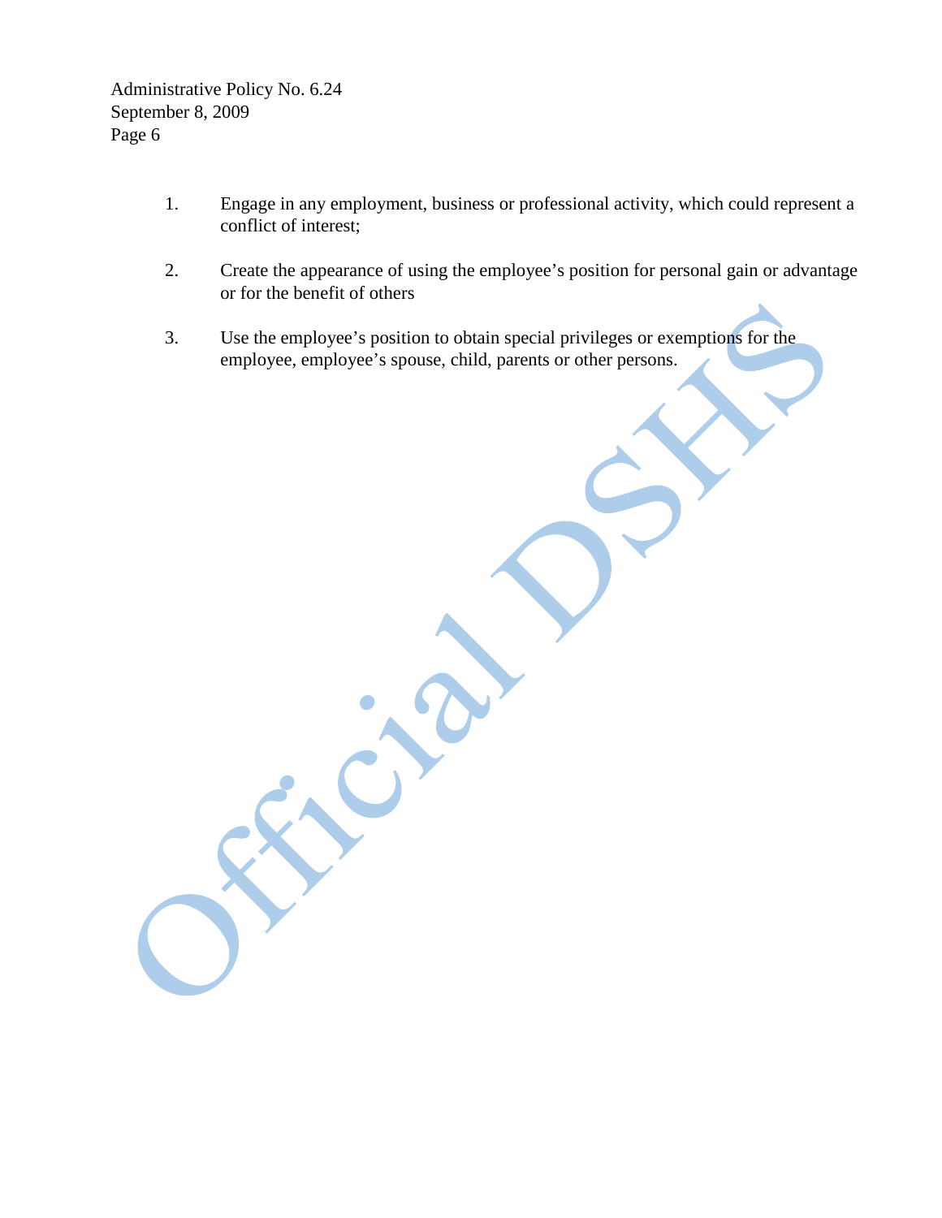1. Engage in any employment, business or professional activity, which could represent a conflict of interest;

2. Create the appearance of using the employee's position for personal gain or advantage or for the benefit of others

3. Use the employee's position to obtain special privileges or exemptions for the employee, employee's spouse, child, parents or other persons.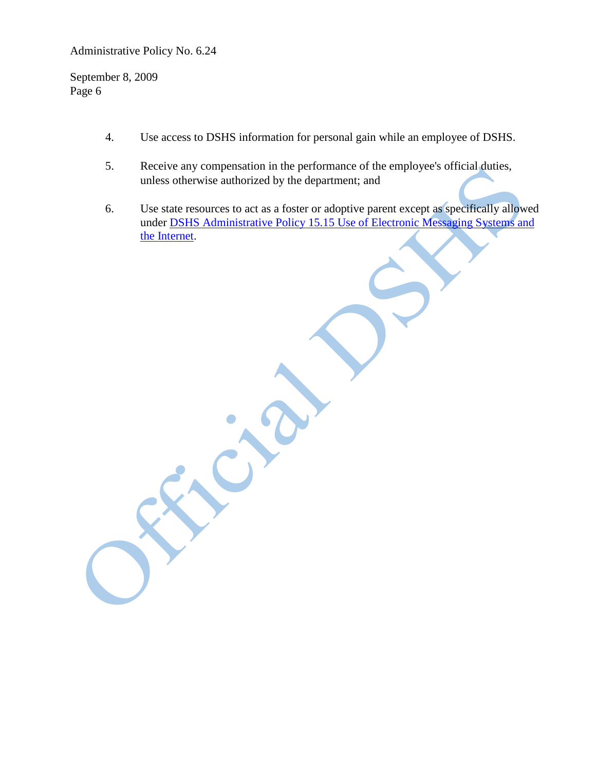4. Use access to DSHS information for personal gain while an employee of DSHS.

5. Receive any compensation in the performance of the employee's official duties, unless otherwise authorized by the department; and

6. Use state resources to act as a foster or adoptive parent except as specifically allowed under [DSHS Administrative Policy 15.15 Use of Electronic Messaging Systems and the Internet](#).